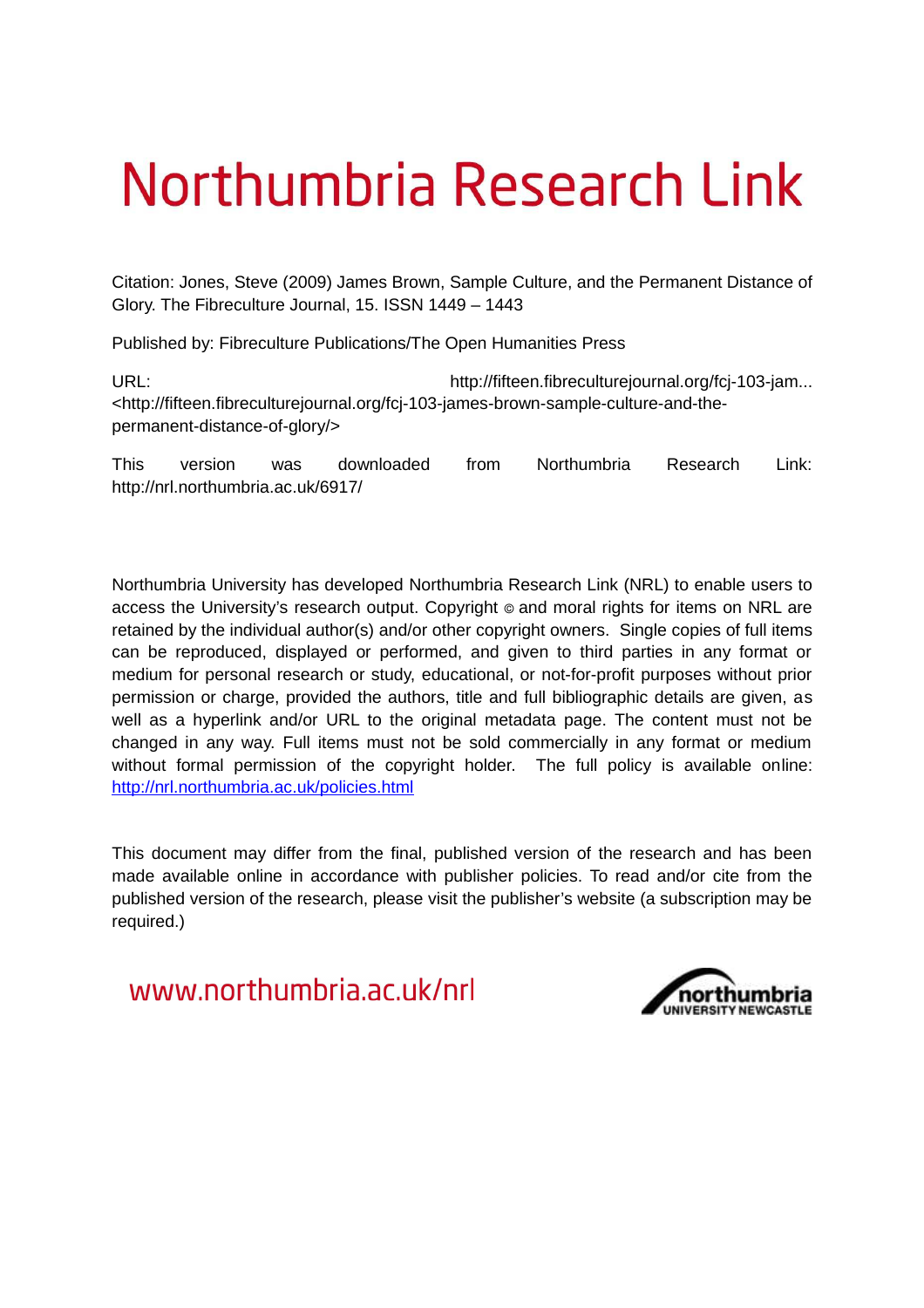# Northumbria Research Link

Citation: Jones, Steve (2009) James Brown, Sample Culture, and the Permanent Distance of Glory. The Fibreculture Journal, 15. ISSN 1449 – 1443

Published by: Fibreculture Publications/The Open Humanities Press

URL: http://fifteen.fibreculturejournal.org/fcj-103-jam... <http://fifteen.fibreculturejournal.org/fcj-103-james-brown-sample-culture-and-the-permanent-distance-of-glory/>

This version was downloaded from Northumbria Research Link: http://nrl.northumbria.ac.uk/6917/

Northumbria University has developed Northumbria Research Link (NRL) to enable users to access the University's research output. Copyright © and moral rights for items on NRL are retained by the individual author(s) and/or other copyright owners. Single copies of full items can be reproduced, displayed or performed, and given to third parties in any format or medium for personal research or study, educational, or not-for-profit purposes without prior permission or charge, provided the authors, title and full bibliographic details are given, as well as a hyperlink and/or URL to the original metadata page. The content must not be changed in any way. Full items must not be sold commercially in any format or medium without formal permission of the copyright holder. The full policy is available online: http://nrl.northumbria.ac.uk/policies.html

This document may differ from the final, published version of the research and has been made available online in accordance with publisher policies. To read and/or cite from the published version of the research, please visit the publisher's website (a subscription may be required.)

www.northumbria.ac.uk/nrl

northumbria
UNIVERSITY NEWCASTLE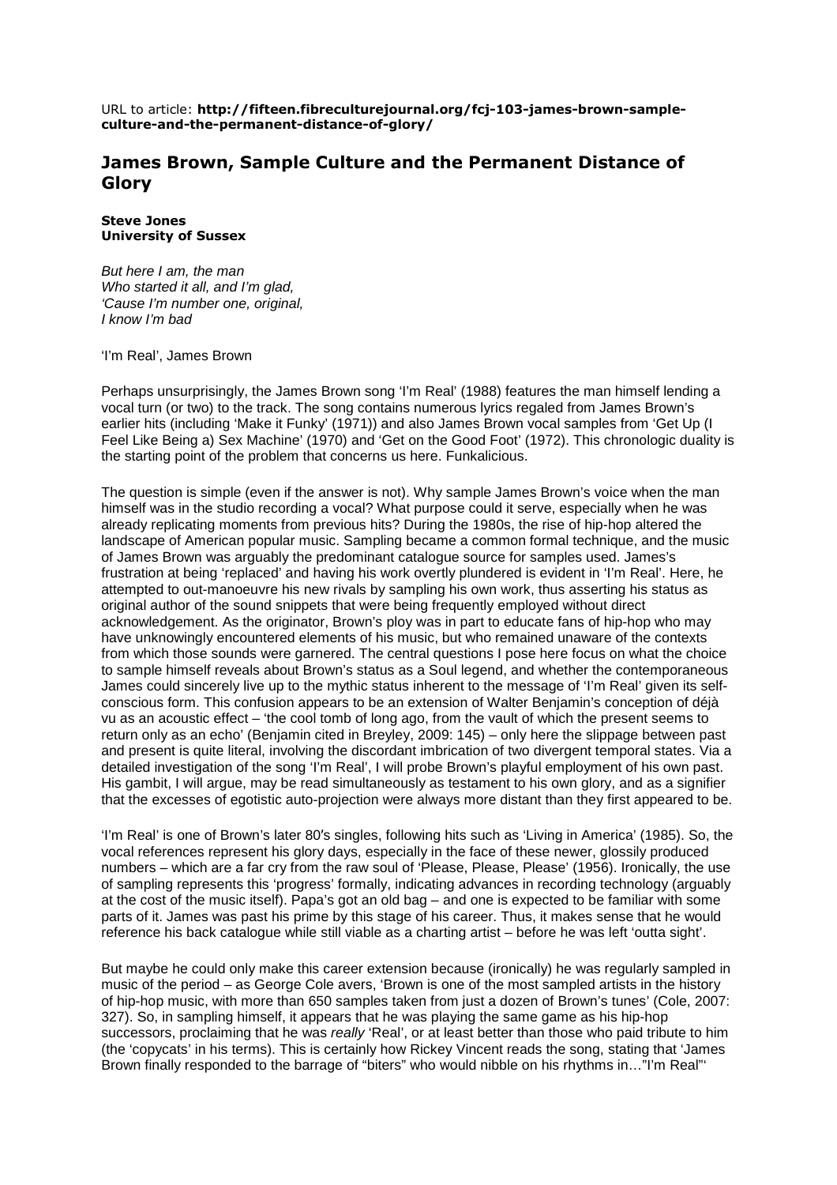URL to article: **http://fifteen.fibreculturejournal.org/fcj-103-james-brown-sample-culture-and-the-permanent-distance-of-glory/**

## James Brown, Sample Culture and the Permanent Distance of Glory

**Steve Jones**
**University of Sussex**

*But here I am, the man*
*Who started it all, and I'm glad,*
*'Cause I'm number one, original,*
*I know I'm bad*

'I'm Real', James Brown

Perhaps unsurprisingly, the James Brown song 'I'm Real' (1988) features the man himself lending a vocal turn (or two) to the track. The song contains numerous lyrics regaled from James Brown's earlier hits (including 'Make it Funky' (1971)) and also James Brown vocal samples from 'Get Up (I Feel Like Being a) Sex Machine' (1970) and 'Get on the Good Foot' (1972). This chronologic duality is the starting point of the problem that concerns us here. Funkalicious.

The question is simple (even if the answer is not). Why sample James Brown's voice when the man himself was in the studio recording a vocal? What purpose could it serve, especially when he was already replicating moments from previous hits? During the 1980s, the rise of hip-hop altered the landscape of American popular music. Sampling became a common formal technique, and the music of James Brown was arguably the predominant catalogue source for samples used. James's frustration at being 'replaced' and having his work overtly plundered is evident in 'I'm Real'. Here, he attempted to out-manoeuvre his new rivals by sampling his own work, thus asserting his status as original author of the sound snippets that were being frequently employed without direct acknowledgement. As the originator, Brown's ploy was in part to educate fans of hip-hop who may have unknowingly encountered elements of his music, but who remained unaware of the contexts from which those sounds were garnered. The central questions I pose here focus on what the choice to sample himself reveals about Brown's status as a Soul legend, and whether the contemporaneous James could sincerely live up to the mythic status inherent to the message of 'I'm Real' given its self-conscious form. This confusion appears to be an extension of Walter Benjamin's conception of déjà vu as an acoustic effect – 'the cool tomb of long ago, from the vault of which the present seems to return only as an echo' (Benjamin cited in Breyley, 2009: 145) – only here the slippage between past and present is quite literal, involving the discordant imbrication of two divergent temporal states. Via a detailed investigation of the song 'I'm Real', I will probe Brown's playful employment of his own past. His gambit, I will argue, may be read simultaneously as testament to his own glory, and as a signifier that the excesses of egotistic auto-projection were always more distant than they first appeared to be.

'I'm Real' is one of Brown's later 80′s singles, following hits such as 'Living in America' (1985). So, the vocal references represent his glory days, especially in the face of these newer, glossily produced numbers – which are a far cry from the raw soul of 'Please, Please, Please' (1956). Ironically, the use of sampling represents this 'progress' formally, indicating advances in recording technology (arguably at the cost of the music itself). Papa's got an old bag – and one is expected to be familiar with some parts of it. James was past his prime by this stage of his career. Thus, it makes sense that he would reference his back catalogue while still viable as a charting artist – before he was left 'outta sight'.

But maybe he could only make this career extension because (ironically) he was regularly sampled in music of the period – as George Cole avers, 'Brown is one of the most sampled artists in the history of hip-hop music, with more than 650 samples taken from just a dozen of Brown's tunes' (Cole, 2007: 327). So, in sampling himself, it appears that he was playing the same game as his hip-hop successors, proclaiming that he was *really* 'Real', or at least better than those who paid tribute to him (the 'copycats' in his terms). This is certainly how Rickey Vincent reads the song, stating that 'James Brown finally responded to the barrage of "biters" who would nibble on his rhythms in…"I'm Real"'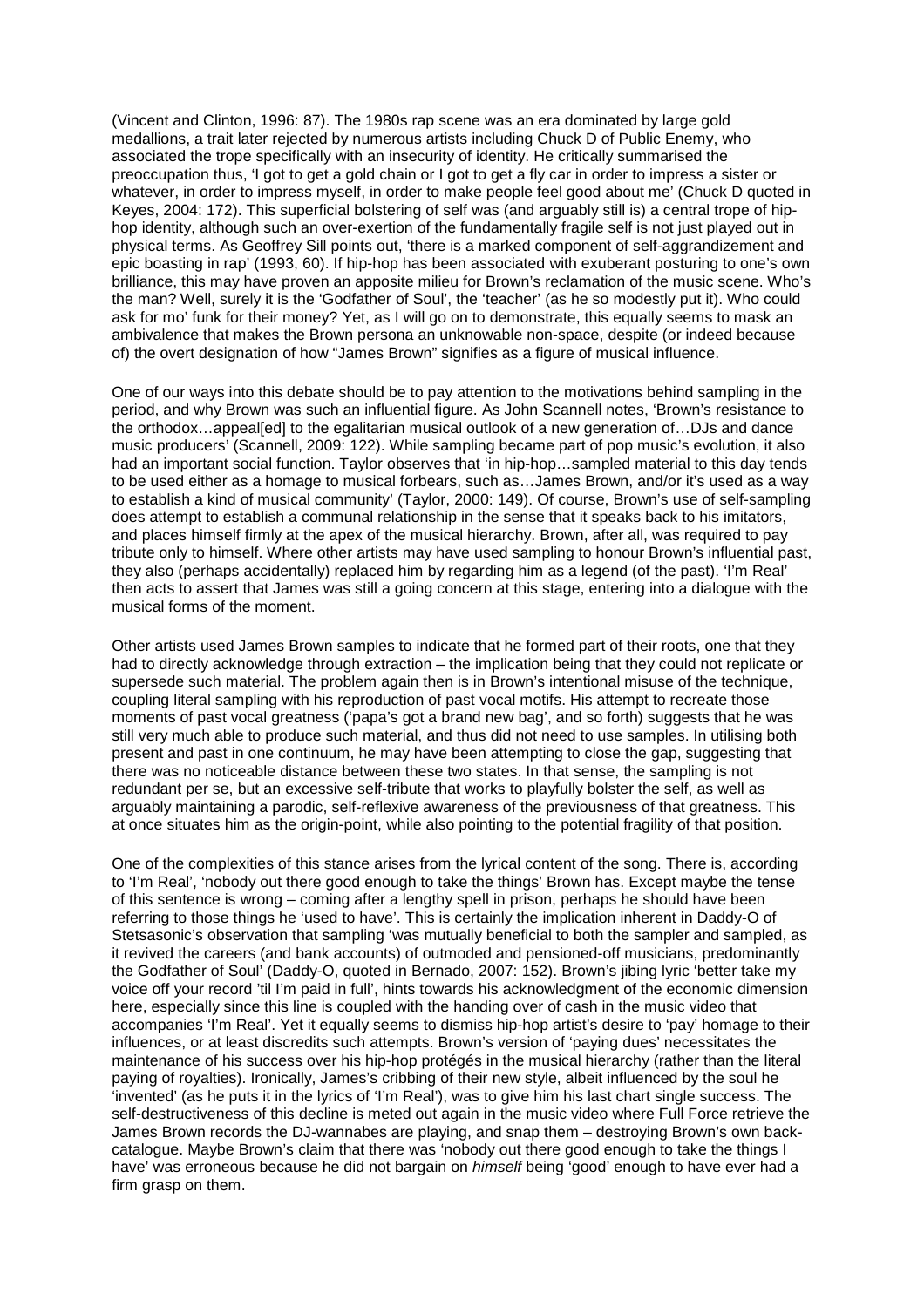(Vincent and Clinton, 1996: 87). The 1980s rap scene was an era dominated by large gold medallions, a trait later rejected by numerous artists including Chuck D of Public Enemy, who associated the trope specifically with an insecurity of identity. He critically summarised the preoccupation thus, 'I got to get a gold chain or I got to get a fly car in order to impress a sister or whatever, in order to impress myself, in order to make people feel good about me' (Chuck D quoted in Keyes, 2004: 172). This superficial bolstering of self was (and arguably still is) a central trope of hip-hop identity, although such an over-exertion of the fundamentally fragile self is not just played out in physical terms. As Geoffrey Sill points out, 'there is a marked component of self-aggrandizement and epic boasting in rap' (1993, 60). If hip-hop has been associated with exuberant posturing to one's own brilliance, this may have proven an apposite milieu for Brown's reclamation of the music scene. Who's the man? Well, surely it is the 'Godfather of Soul', the 'teacher' (as he so modestly put it). Who could ask for mo' funk for their money? Yet, as I will go on to demonstrate, this equally seems to mask an ambivalence that makes the Brown persona an unknowable non-space, despite (or indeed because of) the overt designation of how "James Brown" signifies as a figure of musical influence.

One of our ways into this debate should be to pay attention to the motivations behind sampling in the period, and why Brown was such an influential figure. As John Scannell notes, 'Brown's resistance to the orthodox…appeal[ed] to the egalitarian musical outlook of a new generation of…DJs and dance music producers' (Scannell, 2009: 122). While sampling became part of pop music's evolution, it also had an important social function. Taylor observes that 'in hip-hop…sampled material to this day tends to be used either as a homage to musical forbears, such as…James Brown, and/or it's used as a way to establish a kind of musical community' (Taylor, 2000: 149). Of course, Brown's use of self-sampling does attempt to establish a communal relationship in the sense that it speaks back to his imitators, and places himself firmly at the apex of the musical hierarchy. Brown, after all, was required to pay tribute only to himself. Where other artists may have used sampling to honour Brown's influential past, they also (perhaps accidentally) replaced him by regarding him as a legend (of the past). 'I'm Real' then acts to assert that James was still a going concern at this stage, entering into a dialogue with the musical forms of the moment.

Other artists used James Brown samples to indicate that he formed part of their roots, one that they had to directly acknowledge through extraction – the implication being that they could not replicate or supersede such material. The problem again then is in Brown's intentional misuse of the technique, coupling literal sampling with his reproduction of past vocal motifs. His attempt to recreate those moments of past vocal greatness ('papa's got a brand new bag', and so forth) suggests that he was still very much able to produce such material, and thus did not need to use samples. In utilising both present and past in one continuum, he may have been attempting to close the gap, suggesting that there was no noticeable distance between these two states. In that sense, the sampling is not redundant per se, but an excessive self-tribute that works to playfully bolster the self, as well as arguably maintaining a parodic, self-reflexive awareness of the previousness of that greatness. This at once situates him as the origin-point, while also pointing to the potential fragility of that position.

One of the complexities of this stance arises from the lyrical content of the song. There is, according to 'I'm Real', 'nobody out there good enough to take the things' Brown has. Except maybe the tense of this sentence is wrong – coming after a lengthy spell in prison, perhaps he should have been referring to those things he 'used to have'. This is certainly the implication inherent in Daddy-O of Stetsasonic's observation that sampling 'was mutually beneficial to both the sampler and sampled, as it revived the careers (and bank accounts) of outmoded and pensioned-off musicians, predominantly the Godfather of Soul' (Daddy-O, quoted in Bernado, 2007: 152). Brown's jibing lyric 'better take my voice off your record 'til I'm paid in full', hints towards his acknowledgment of the economic dimension here, especially since this line is coupled with the handing over of cash in the music video that accompanies 'I'm Real'. Yet it equally seems to dismiss hip-hop artist's desire to 'pay' homage to their influences, or at least discredits such attempts. Brown's version of 'paying dues' necessitates the maintenance of his success over his hip-hop protégés in the musical hierarchy (rather than the literal paying of royalties). Ironically, James's cribbing of their new style, albeit influenced by the soul he 'invented' (as he puts it in the lyrics of 'I'm Real'), was to give him his last chart single success. The self-destructiveness of this decline is meted out again in the music video where Full Force retrieve the James Brown records the DJ-wannabes are playing, and snap them – destroying Brown's own back-catalogue. Maybe Brown's claim that there was 'nobody out there good enough to take the things I have' was erroneous because he did not bargain on *himself* being 'good' enough to have ever had a firm grasp on them.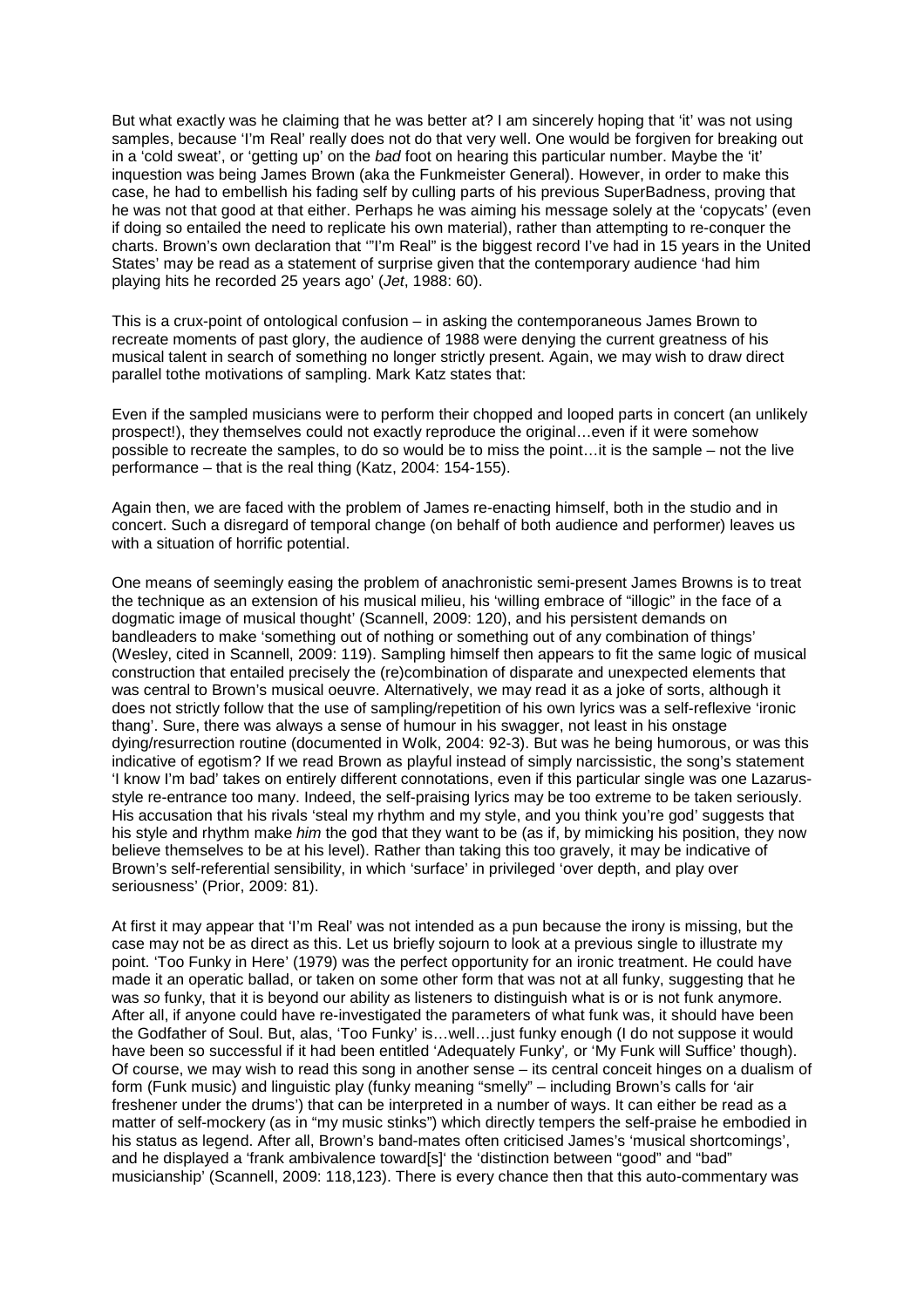But what exactly was he claiming that he was better at? I am sincerely hoping that 'it' was not using samples, because 'I'm Real' really does not do that very well. One would be forgiven for breaking out in a 'cold sweat', or 'getting up' on the *bad* foot on hearing this particular number. Maybe the 'it' inquestion was being James Brown (aka the Funkmeister General). However, in order to make this case, he had to embellish his fading self by culling parts of his previous SuperBadness, proving that he was not that good at that either. Perhaps he was aiming his message solely at the 'copycats' (even if doing so entailed the need to replicate his own material), rather than attempting to re-conquer the charts. Brown's own declaration that '"I'm Real" is the biggest record I've had in 15 years in the United States' may be read as a statement of surprise given that the contemporary audience 'had him playing hits he recorded 25 years ago' (*Jet*, 1988: 60).

This is a crux-point of ontological confusion – in asking the contemporaneous James Brown to recreate moments of past glory, the audience of 1988 were denying the current greatness of his musical talent in search of something no longer strictly present. Again, we may wish to draw direct parallel tothe motivations of sampling. Mark Katz states that:

Even if the sampled musicians were to perform their chopped and looped parts in concert (an unlikely prospect!), they themselves could not exactly reproduce the original…even if it were somehow possible to recreate the samples, to do so would be to miss the point…it is the sample – not the live performance – that is the real thing (Katz, 2004: 154-155).

Again then, we are faced with the problem of James re-enacting himself, both in the studio and in concert. Such a disregard of temporal change (on behalf of both audience and performer) leaves us with a situation of horrific potential.

One means of seemingly easing the problem of anachronistic semi-present James Browns is to treat the technique as an extension of his musical milieu, his 'willing embrace of "illogic" in the face of a dogmatic image of musical thought' (Scannell, 2009: 120), and his persistent demands on bandleaders to make 'something out of nothing or something out of any combination of things' (Wesley, cited in Scannell, 2009: 119). Sampling himself then appears to fit the same logic of musical construction that entailed precisely the (re)combination of disparate and unexpected elements that was central to Brown's musical oeuvre. Alternatively, we may read it as a joke of sorts, although it does not strictly follow that the use of sampling/repetition of his own lyrics was a self-reflexive 'ironic thang'. Sure, there was always a sense of humour in his swagger, not least in his onstage dying/resurrection routine (documented in Wolk, 2004: 92-3). But was he being humorous, or was this indicative of egotism? If we read Brown as playful instead of simply narcissistic, the song's statement 'I know I'm bad' takes on entirely different connotations, even if this particular single was one Lazarus-style re-entrance too many. Indeed, the self-praising lyrics may be too extreme to be taken seriously. His accusation that his rivals 'steal my rhythm and my style, and you think you're god' suggests that his style and rhythm make *him* the god that they want to be (as if, by mimicking his position, they now believe themselves to be at his level). Rather than taking this too gravely, it may be indicative of Brown's self-referential sensibility, in which 'surface' in privileged 'over depth, and play over seriousness' (Prior, 2009: 81).

At first it may appear that 'I'm Real' was not intended as a pun because the irony is missing, but the case may not be as direct as this. Let us briefly sojourn to look at a previous single to illustrate my point. 'Too Funky in Here' (1979) was the perfect opportunity for an ironic treatment. He could have made it an operatic ballad, or taken on some other form that was not at all funky, suggesting that he was *so* funky, that it is beyond our ability as listeners to distinguish what is or is not funk anymore. After all, if anyone could have re-investigated the parameters of what funk was, it should have been the Godfather of Soul. But, alas, 'Too Funky' is…well…just funky enough (I do not suppose it would have been so successful if it had been entitled 'Adequately Funky', or 'My Funk will Suffice' though). Of course, we may wish to read this song in another sense – its central conceit hinges on a dualism of form (Funk music) and linguistic play (funky meaning "smelly" – including Brown's calls for 'air freshener under the drums') that can be interpreted in a number of ways. It can either be read as a matter of self-mockery (as in "my music stinks") which directly tempers the self-praise he embodied in his status as legend. After all, Brown's band-mates often criticised James's 'musical shortcomings', and he displayed a 'frank ambivalence toward[s]' the 'distinction between "good" and "bad" musicianship' (Scannell, 2009: 118,123). There is every chance then that this auto-commentary was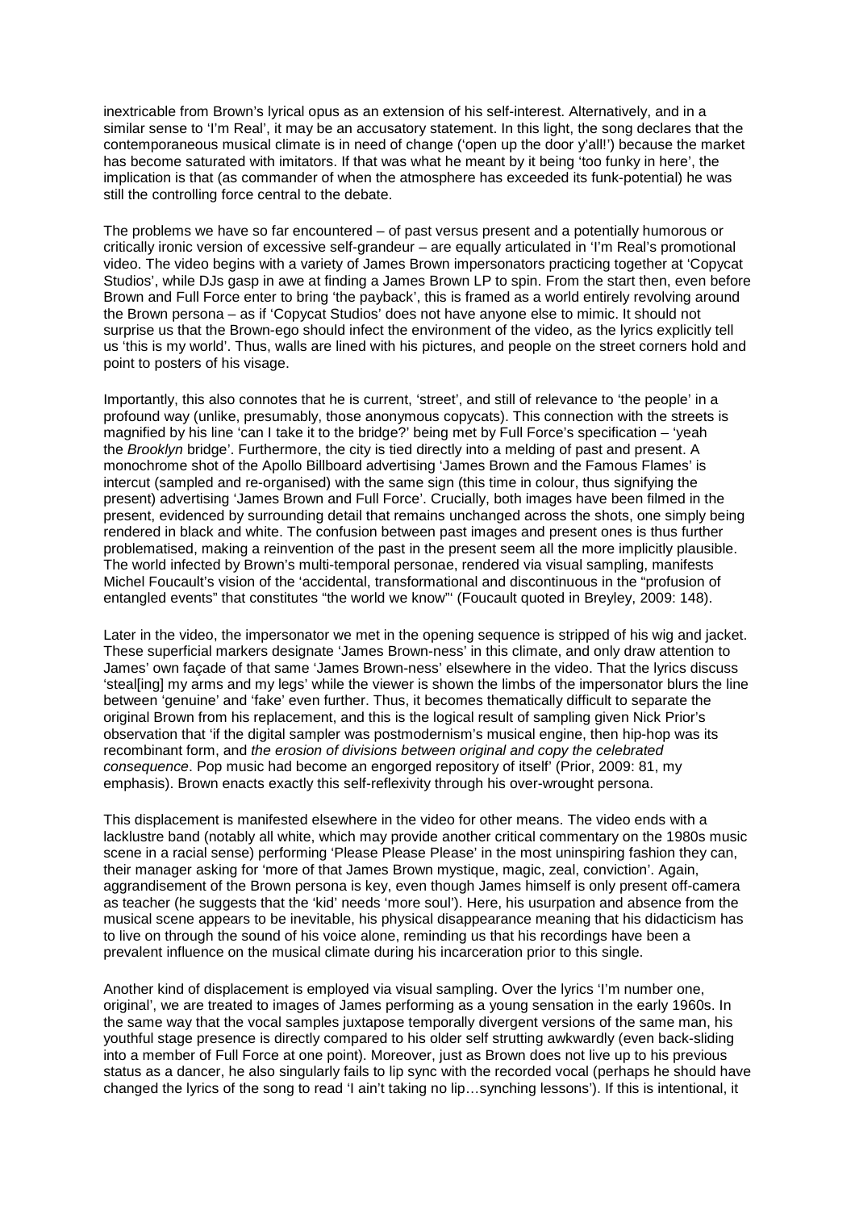inextricable from Brown's lyrical opus as an extension of his self-interest. Alternatively, and in a similar sense to 'I'm Real', it may be an accusatory statement. In this light, the song declares that the contemporaneous musical climate is in need of change ('open up the door y'all!') because the market has become saturated with imitators. If that was what he meant by it being 'too funky in here', the implication is that (as commander of when the atmosphere has exceeded its funk-potential) he was still the controlling force central to the debate.

The problems we have so far encountered – of past versus present and a potentially humorous or critically ironic version of excessive self-grandeur – are equally articulated in 'I'm Real's promotional video. The video begins with a variety of James Brown impersonators practicing together at 'Copycat Studios', while DJs gasp in awe at finding a James Brown LP to spin. From the start then, even before Brown and Full Force enter to bring 'the payback', this is framed as a world entirely revolving around the Brown persona – as if 'Copycat Studios' does not have anyone else to mimic. It should not surprise us that the Brown-ego should infect the environment of the video, as the lyrics explicitly tell us 'this is my world'. Thus, walls are lined with his pictures, and people on the street corners hold and point to posters of his visage.

Importantly, this also connotes that he is current, 'street', and still of relevance to 'the people' in a profound way (unlike, presumably, those anonymous copycats). This connection with the streets is magnified by his line 'can I take it to the bridge?' being met by Full Force's specification – 'yeah the *Brooklyn* bridge'. Furthermore, the city is tied directly into a melding of past and present. A monochrome shot of the Apollo Billboard advertising 'James Brown and the Famous Flames' is intercut (sampled and re-organised) with the same sign (this time in colour, thus signifying the present) advertising 'James Brown and Full Force'. Crucially, both images have been filmed in the present, evidenced by surrounding detail that remains unchanged across the shots, one simply being rendered in black and white. The confusion between past images and present ones is thus further problematised, making a reinvention of the past in the present seem all the more implicitly plausible. The world infected by Brown's multi-temporal personae, rendered via visual sampling, manifests Michel Foucault's vision of the 'accidental, transformational and discontinuous in the "profusion of entangled events" that constitutes "the world we know"' (Foucault quoted in Breyley, 2009: 148).

Later in the video, the impersonator we met in the opening sequence is stripped of his wig and jacket. These superficial markers designate 'James Brown-ness' in this climate, and only draw attention to James' own façade of that same 'James Brown-ness' elsewhere in the video. That the lyrics discuss 'steal[ing] my arms and my legs' while the viewer is shown the limbs of the impersonator blurs the line between 'genuine' and 'fake' even further. Thus, it becomes thematically difficult to separate the original Brown from his replacement, and this is the logical result of sampling given Nick Prior's observation that 'if the digital sampler was postmodernism's musical engine, then hip-hop was its recombinant form, and *the erosion of divisions between original and copy the celebrated consequence*. Pop music had become an engorged repository of itself' (Prior, 2009: 81, my emphasis). Brown enacts exactly this self-reflexivity through his over-wrought persona.

This displacement is manifested elsewhere in the video for other means. The video ends with a lacklustre band (notably all white, which may provide another critical commentary on the 1980s music scene in a racial sense) performing 'Please Please Please' in the most uninspiring fashion they can, their manager asking for 'more of that James Brown mystique, magic, zeal, conviction'. Again, aggrandisement of the Brown persona is key, even though James himself is only present off-camera as teacher (he suggests that the 'kid' needs 'more soul'). Here, his usurpation and absence from the musical scene appears to be inevitable, his physical disappearance meaning that his didacticism has to live on through the sound of his voice alone, reminding us that his recordings have been a prevalent influence on the musical climate during his incarceration prior to this single.

Another kind of displacement is employed via visual sampling. Over the lyrics 'I'm number one, original', we are treated to images of James performing as a young sensation in the early 1960s. In the same way that the vocal samples juxtapose temporally divergent versions of the same man, his youthful stage presence is directly compared to his older self strutting awkwardly (even back-sliding into a member of Full Force at one point). Moreover, just as Brown does not live up to his previous status as a dancer, he also singularly fails to lip sync with the recorded vocal (perhaps he should have changed the lyrics of the song to read 'I ain't taking no lip…synching lessons'). If this is intentional, it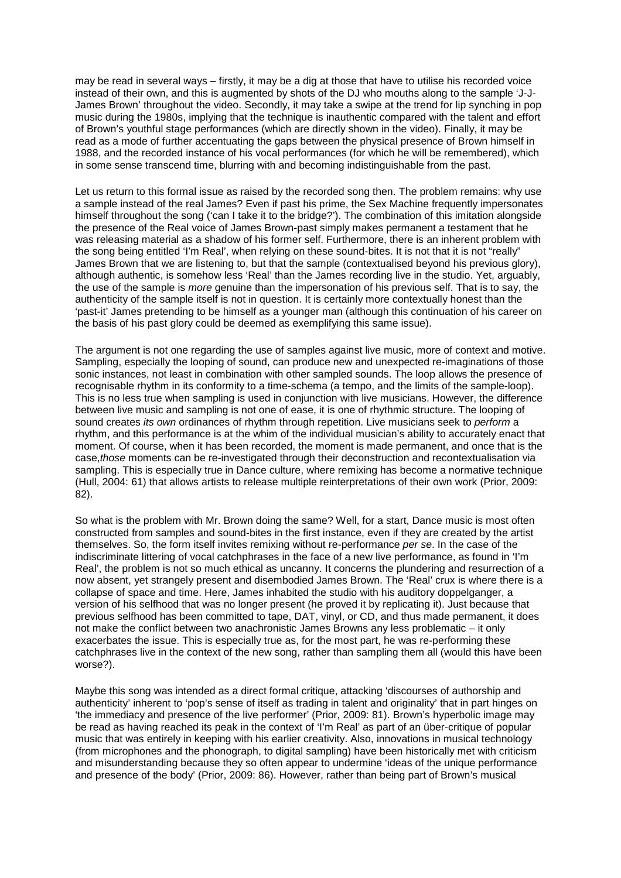may be read in several ways – firstly, it may be a dig at those that have to utilise his recorded voice instead of their own, and this is augmented by shots of the DJ who mouths along to the sample 'J-J-James Brown' throughout the video. Secondly, it may take a swipe at the trend for lip synching in pop music during the 1980s, implying that the technique is inauthentic compared with the talent and effort of Brown's youthful stage performances (which are directly shown in the video). Finally, it may be read as a mode of further accentuating the gaps between the physical presence of Brown himself in 1988, and the recorded instance of his vocal performances (for which he will be remembered), which in some sense transcend time, blurring with and becoming indistinguishable from the past.

Let us return to this formal issue as raised by the recorded song then. The problem remains: why use a sample instead of the real James? Even if past his prime, the Sex Machine frequently impersonates himself throughout the song ('can I take it to the bridge?'). The combination of this imitation alongside the presence of the Real voice of James Brown-past simply makes permanent a testament that he was releasing material as a shadow of his former self. Furthermore, there is an inherent problem with the song being entitled 'I'm Real', when relying on these sound-bites. It is not that it is not "really" James Brown that we are listening to, but that the sample (contextualised beyond his previous glory), although authentic, is somehow less 'Real' than the James recording live in the studio. Yet, arguably, the use of the sample is *more* genuine than the impersonation of his previous self. That is to say, the authenticity of the sample itself is not in question. It is certainly more contextually honest than the 'past-it' James pretending to be himself as a younger man (although this continuation of his career on the basis of his past glory could be deemed as exemplifying this same issue).

The argument is not one regarding the use of samples against live music, more of context and motive. Sampling, especially the looping of sound, can produce new and unexpected re-imaginations of those sonic instances, not least in combination with other sampled sounds. The loop allows the presence of recognisable rhythm in its conformity to a time-schema (a tempo, and the limits of the sample-loop). This is no less true when sampling is used in conjunction with live musicians. However, the difference between live music and sampling is not one of ease, it is one of rhythmic structure. The looping of sound creates *its own* ordinances of rhythm through repetition. Live musicians seek to *perform* a rhythm, and this performance is at the whim of the individual musician's ability to accurately enact that moment. Of course, when it has been recorded, the moment is made permanent, and once that is the case,*those* moments can be re-investigated through their deconstruction and recontextualisation via sampling. This is especially true in Dance culture, where remixing has become a normative technique (Hull, 2004: 61) that allows artists to release multiple reinterpretations of their own work (Prior, 2009: 82).

So what is the problem with Mr. Brown doing the same? Well, for a start, Dance music is most often constructed from samples and sound-bites in the first instance, even if they are created by the artist themselves. So, the form itself invites remixing without re-performance *per se*. In the case of the indiscriminate littering of vocal catchphrases in the face of a new live performance, as found in 'I'm Real', the problem is not so much ethical as uncanny. It concerns the plundering and resurrection of a now absent, yet strangely present and disembodied James Brown. The 'Real' crux is where there is a collapse of space and time. Here, James inhabited the studio with his auditory doppelganger, a version of his selfhood that was no longer present (he proved it by replicating it). Just because that previous selfhood has been committed to tape, DAT, vinyl, or CD, and thus made permanent, it does not make the conflict between two anachronistic James Browns any less problematic – it only exacerbates the issue. This is especially true as, for the most part, he was re-performing these catchphrases live in the context of the new song, rather than sampling them all (would this have been worse?).

Maybe this song was intended as a direct formal critique, attacking 'discourses of authorship and authenticity' inherent to 'pop's sense of itself as trading in talent and originality' that in part hinges on 'the immediacy and presence of the live performer' (Prior, 2009: 81). Brown's hyperbolic image may be read as having reached its peak in the context of 'I'm Real' as part of an über-critique of popular music that was entirely in keeping with his earlier creativity. Also, innovations in musical technology (from microphones and the phonograph, to digital sampling) have been historically met with criticism and misunderstanding because they so often appear to undermine 'ideas of the unique performance and presence of the body' (Prior, 2009: 86). However, rather than being part of Brown's musical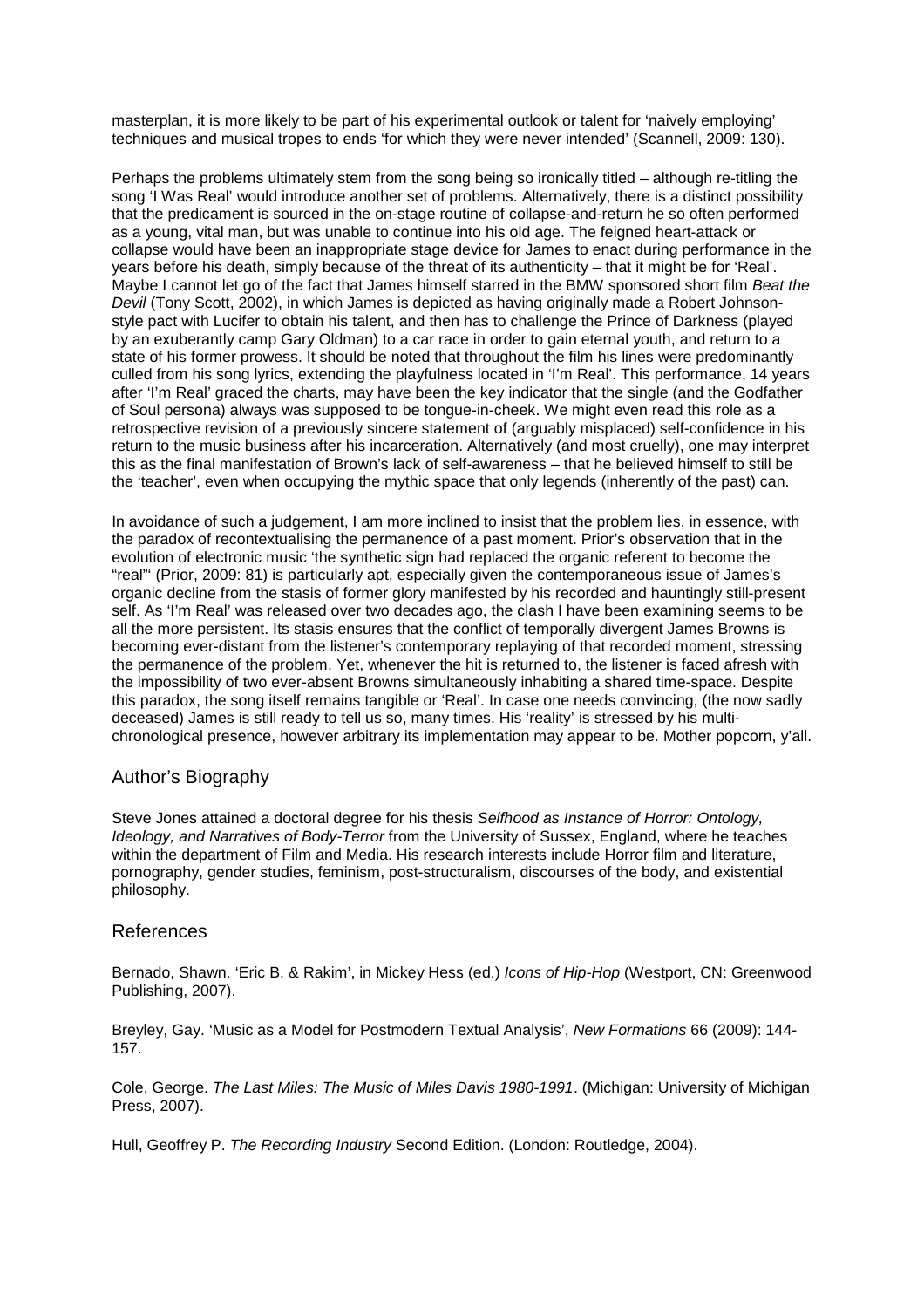masterplan, it is more likely to be part of his experimental outlook or talent for 'naively employing' techniques and musical tropes to ends 'for which they were never intended' (Scannell, 2009: 130).

Perhaps the problems ultimately stem from the song being so ironically titled – although re-titling the song 'I Was Real' would introduce another set of problems. Alternatively, there is a distinct possibility that the predicament is sourced in the on-stage routine of collapse-and-return he so often performed as a young, vital man, but was unable to continue into his old age. The feigned heart-attack or collapse would have been an inappropriate stage device for James to enact during performance in the years before his death, simply because of the threat of its authenticity – that it might be for 'Real'. Maybe I cannot let go of the fact that James himself starred in the BMW sponsored short film *Beat the Devil* (Tony Scott, 2002), in which James is depicted as having originally made a Robert Johnson-style pact with Lucifer to obtain his talent, and then has to challenge the Prince of Darkness (played by an exuberantly camp Gary Oldman) to a car race in order to gain eternal youth, and return to a state of his former prowess. It should be noted that throughout the film his lines were predominantly culled from his song lyrics, extending the playfulness located in 'I'm Real'. This performance, 14 years after 'I'm Real' graced the charts, may have been the key indicator that the single (and the Godfather of Soul persona) always was supposed to be tongue-in-cheek. We might even read this role as a retrospective revision of a previously sincere statement of (arguably misplaced) self-confidence in his return to the music business after his incarceration. Alternatively (and most cruelly), one may interpret this as the final manifestation of Brown's lack of self-awareness – that he believed himself to still be the 'teacher', even when occupying the mythic space that only legends (inherently of the past) can.

In avoidance of such a judgement, I am more inclined to insist that the problem lies, in essence, with the paradox of recontextualising the permanence of a past moment. Prior's observation that in the evolution of electronic music 'the synthetic sign had replaced the organic referent to become the "real"' (Prior, 2009: 81) is particularly apt, especially given the contemporaneous issue of James's organic decline from the stasis of former glory manifested by his recorded and hauntingly still-present self. As 'I'm Real' was released over two decades ago, the clash I have been examining seems to be all the more persistent. Its stasis ensures that the conflict of temporally divergent James Browns is becoming ever-distant from the listener's contemporary replaying of that recorded moment, stressing the permanence of the problem. Yet, whenever the hit is returned to, the listener is faced afresh with the impossibility of two ever-absent Browns simultaneously inhabiting a shared time-space. Despite this paradox, the song itself remains tangible or 'Real'. In case one needs convincing, (the now sadly deceased) James is still ready to tell us so, many times. His 'reality' is stressed by his multi-chronological presence, however arbitrary its implementation may appear to be. Mother popcorn, y'all.

## Author's Biography

Steve Jones attained a doctoral degree for his thesis *Selfhood as Instance of Horror: Ontology, Ideology, and Narratives of Body-Terror* from the University of Sussex, England, where he teaches within the department of Film and Media. His research interests include Horror film and literature, pornography, gender studies, feminism, post-structuralism, discourses of the body, and existential philosophy.

## References

Bernado, Shawn. 'Eric B. & Rakim', in Mickey Hess (ed.) *Icons of Hip-Hop* (Westport, CN: Greenwood Publishing, 2007).

Breyley, Gay. 'Music as a Model for Postmodern Textual Analysis', *New Formations* 66 (2009): 144-157.

Cole, George. *The Last Miles: The Music of Miles Davis 1980-1991*. (Michigan: University of Michigan Press, 2007).

Hull, Geoffrey P. *The Recording Industry* Second Edition. (London: Routledge, 2004).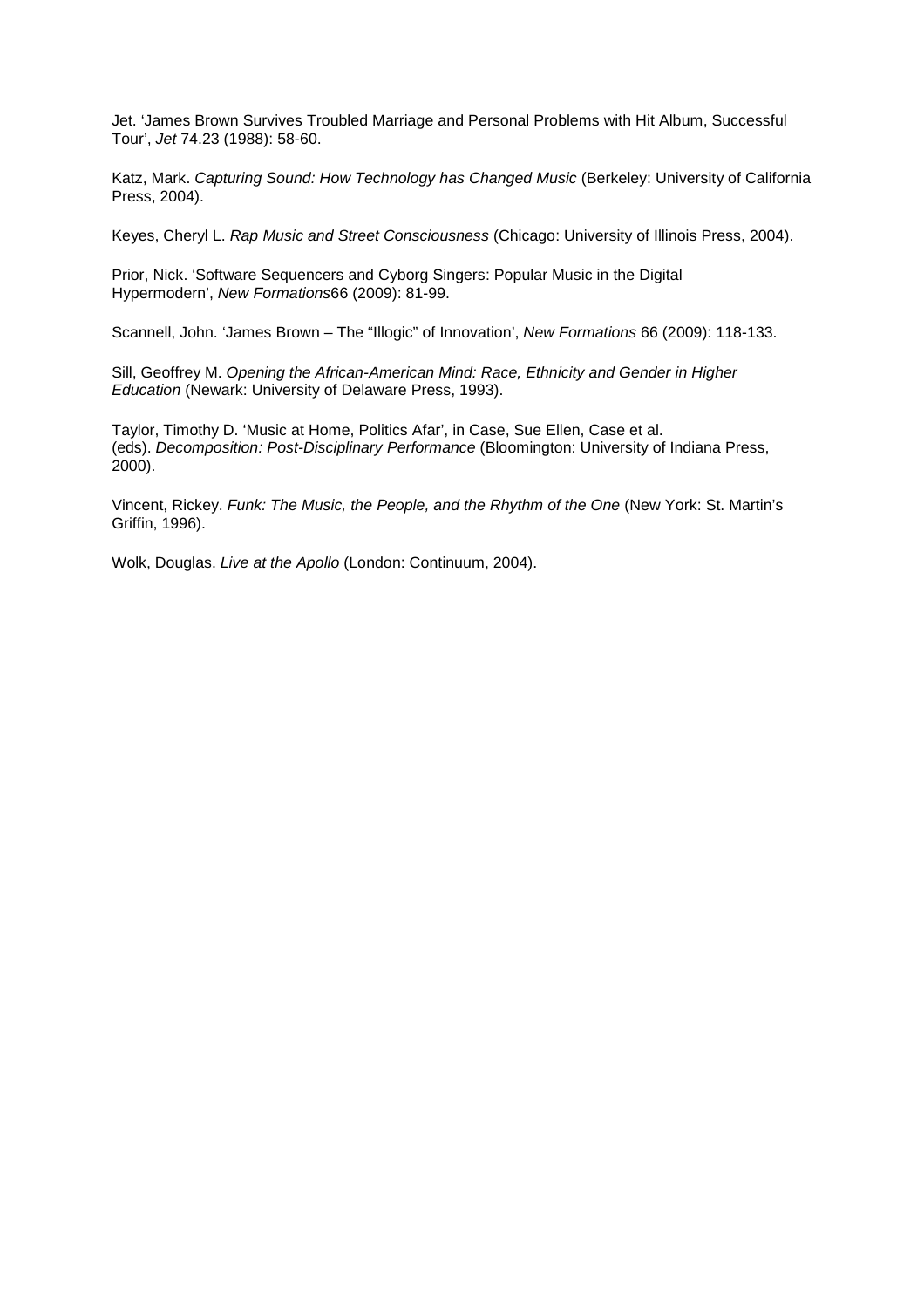Jet. 'James Brown Survives Troubled Marriage and Personal Problems with Hit Album, Successful Tour', *Jet* 74.23 (1988): 58-60.

Katz, Mark. *Capturing Sound: How Technology has Changed Music* (Berkeley: University of California Press, 2004).

Keyes, Cheryl L. *Rap Music and Street Consciousness* (Chicago: University of Illinois Press, 2004).

Prior, Nick. 'Software Sequencers and Cyborg Singers: Popular Music in the Digital Hypermodern', *New Formations*66 (2009): 81-99.

Scannell, John. 'James Brown – The "Illogic" of Innovation', *New Formations* 66 (2009): 118-133.

Sill, Geoffrey M. *Opening the African-American Mind: Race, Ethnicity and Gender in Higher Education* (Newark: University of Delaware Press, 1993).

Taylor, Timothy D. 'Music at Home, Politics Afar', in Case, Sue Ellen, Case et al. (eds). *Decomposition: Post-Disciplinary Performance* (Bloomington: University of Indiana Press, 2000).

Vincent, Rickey. *Funk: The Music, the People, and the Rhythm of the One* (New York: St. Martin's Griffin, 1996).

Wolk, Douglas. *Live at the Apollo* (London: Continuum, 2004).

---